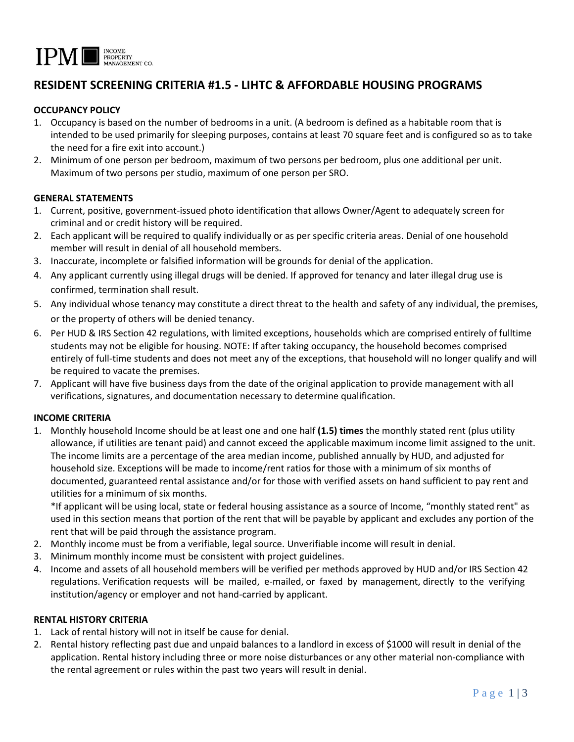IPM INCOME PROPERTY MANAGEMENT CO.

# RESIDENT SCREENING CRITERIA #1.5 - LIHTC & AFFORDABLE HOUSING PROGRAMS

**OCCUPANCY POLICY**

1. Occupancy is based on the number of bedrooms in a unit. (A bedroom is defined as a habitable room that is intended to be used primarily for sleeping purposes, contains at least 70 square feet and is configured so as to take the need for a fire exit into account.)
2. Minimum of one person per bedroom, maximum of two persons per bedroom, plus one additional per unit. Maximum of two persons per studio, maximum of one person per SRO.

**GENERAL STATEMENTS**

1. Current, positive, government-issued photo identification that allows Owner/Agent to adequately screen for criminal and or credit history will be required.
2. Each applicant will be required to qualify individually or as per specific criteria areas. Denial of one household member will result in denial of all household members.
3. Inaccurate, incomplete or falsified information will be grounds for denial of the application.
4. Any applicant currently using illegal drugs will be denied. If approved for tenancy and later illegal drug use is confirmed, termination shall result.
5. Any individual whose tenancy may constitute a direct threat to the health and safety of any individual, the premises, or the property of others will be denied tenancy.
6. Per HUD & IRS Section 42 regulations, with limited exceptions, households which are comprised entirely of fulltime students may not be eligible for housing. NOTE: If after taking occupancy, the household becomes comprised entirely of full-time students and does not meet any of the exceptions, that household will no longer qualify and will be required to vacate the premises.
7. Applicant will have five business days from the date of the original application to provide management with all verifications, signatures, and documentation necessary to determine qualification.

**INCOME CRITERIA**

1. Monthly household Income should be at least one and one half **(1.5) times** the monthly stated rent (plus utility allowance, if utilities are tenant paid) and cannot exceed the applicable maximum income limit assigned to the unit. The income limits are a percentage of the area median income, published annually by HUD, and adjusted for household size. Exceptions will be made to income/rent ratios for those with a minimum of six months of documented, guaranteed rental assistance and/or for those with verified assets on hand sufficient to pay rent and utilities for a minimum of six months.

   *If applicant will be using local, state or federal housing assistance as a source of Income, "monthly stated rent" as used in this section means that portion of the rent that will be payable by applicant and excludes any portion of the rent that will be paid through the assistance program.
2. Monthly income must be from a verifiable, legal source. Unverifiable income will result in denial.
3. Minimum monthly income must be consistent with project guidelines.
4. Income and assets of all household members will be verified per methods approved by HUD and/or IRS Section 42 regulations. Verification requests will be mailed, e-mailed, or faxed by management, directly to the verifying institution/agency or employer and not hand-carried by applicant.

**RENTAL HISTORY CRITERIA**

1. Lack of rental history will not in itself be cause for denial.
2. Rental history reflecting past due and unpaid balances to a landlord in excess of $1000 will result in denial of the application. Rental history including three or more noise disturbances or any other material non-compliance with the rental agreement or rules within the past two years will result in denial.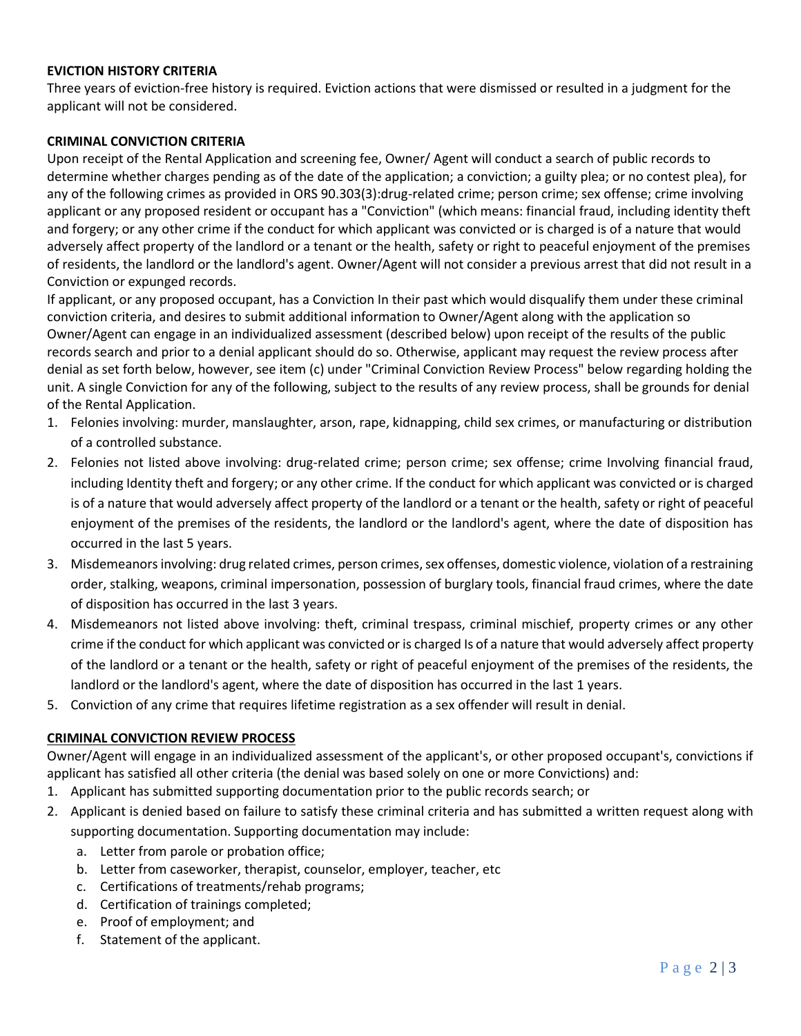**EVICTION HISTORY CRITERIA**

Three years of eviction-free history is required. Eviction actions that were dismissed or resulted in a judgment for the applicant will not be considered.

**CRIMINAL CONVICTION CRITERIA**

Upon receipt of the Rental Application and screening fee, Owner/ Agent will conduct a search of public records to determine whether charges pending as of the date of the application; a conviction; a guilty plea; or no contest plea), for any of the following crimes as provided in ORS 90.303(3):drug-related crime; person crime; sex offense; crime involving applicant or any proposed resident or occupant has a "Conviction" (which means: financial fraud, including identity theft and forgery; or any other crime if the conduct for which applicant was convicted or is charged is of a nature that would adversely affect property of the landlord or a tenant or the health, safety or right to peaceful enjoyment of the premises of residents, the landlord or the landlord's agent. Owner/Agent will not consider a previous arrest that did not result in a Conviction or expunged records.

If applicant, or any proposed occupant, has a Conviction In their past which would disqualify them under these criminal conviction criteria, and desires to submit additional information to Owner/Agent along with the application so Owner/Agent can engage in an individualized assessment (described below) upon receipt of the results of the public records search and prior to a denial applicant should do so. Otherwise, applicant may request the review process after denial as set forth below, however, see item (c) under "Criminal Conviction Review Process" below regarding holding the unit. A single Conviction for any of the following, subject to the results of any review process, shall be grounds for denial of the Rental Application.

1. Felonies involving: murder, manslaughter, arson, rape, kidnapping, child sex crimes, or manufacturing or distribution of a controlled substance.
2. Felonies not listed above involving: drug-related crime; person crime; sex offense; crime Involving financial fraud, including Identity theft and forgery; or any other crime. If the conduct for which applicant was convicted or is charged is of a nature that would adversely affect property of the landlord or a tenant or the health, safety or right of peaceful enjoyment of the premises of the residents, the landlord or the landlord's agent, where the date of disposition has occurred in the last 5 years.
3. Misdemeanors involving: drug related crimes, person crimes, sex offenses, domestic violence, violation of a restraining order, stalking, weapons, criminal impersonation, possession of burglary tools, financial fraud crimes, where the date of disposition has occurred in the last 3 years.
4. Misdemeanors not listed above involving: theft, criminal trespass, criminal mischief, property crimes or any other crime if the conduct for which applicant was convicted or is charged Is of a nature that would adversely affect property of the landlord or a tenant or the health, safety or right of peaceful enjoyment of the premises of the residents, the landlord or the landlord's agent, where the date of disposition has occurred in the last 1 years.
5. Conviction of any crime that requires lifetime registration as a sex offender will result in denial.

**CRIMINAL CONVICTION REVIEW PROCESS**

Owner/Agent will engage in an individualized assessment of the applicant's, or other proposed occupant's, convictions if applicant has satisfied all other criteria (the denial was based solely on one or more Convictions) and:

1. Applicant has submitted supporting documentation prior to the public records search; or
2. Applicant is denied based on failure to satisfy these criminal criteria and has submitted a written request along with supporting documentation. Supporting documentation may include:
   a. Letter from parole or probation office;
   b. Letter from caseworker, therapist, counselor, employer, teacher, etc
   c. Certifications of treatments/rehab programs;
   d. Certification of trainings completed;
   e. Proof of employment; and
   f. Statement of the applicant.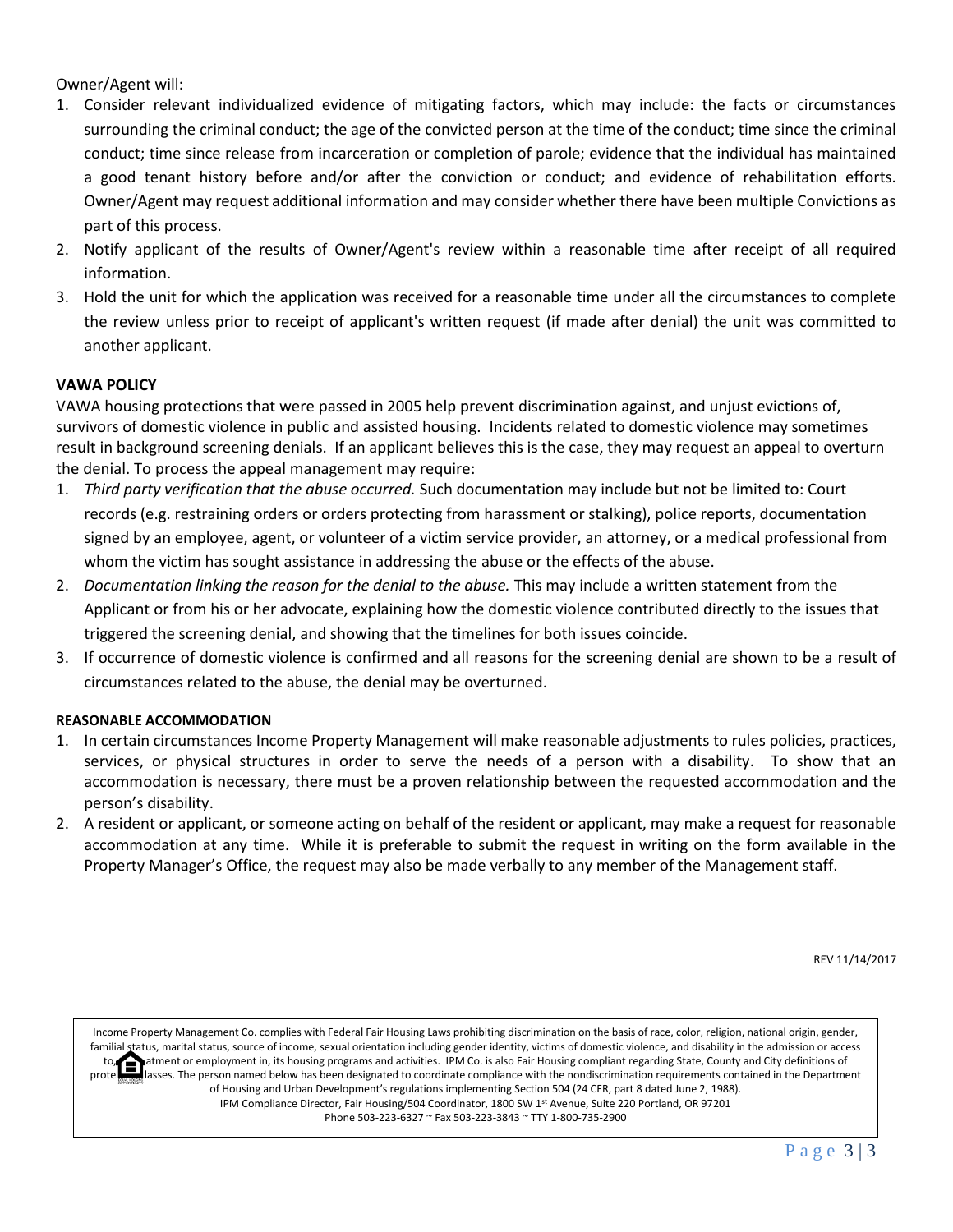Owner/Agent will:

1. Consider relevant individualized evidence of mitigating factors, which may include: the facts or circumstances surrounding the criminal conduct; the age of the convicted person at the time of the conduct; time since the criminal conduct; time since release from incarceration or completion of parole; evidence that the individual has maintained a good tenant history before and/or after the conviction or conduct; and evidence of rehabilitation efforts. Owner/Agent may request additional information and may consider whether there have been multiple Convictions as part of this process.
2. Notify applicant of the results of Owner/Agent's review within a reasonable time after receipt of all required information.
3. Hold the unit for which the application was received for a reasonable time under all the circumstances to complete the review unless prior to receipt of applicant's written request (if made after denial) the unit was committed to another applicant.

**VAWA POLICY**

VAWA housing protections that were passed in 2005 help prevent discrimination against, and unjust evictions of, survivors of domestic violence in public and assisted housing. Incidents related to domestic violence may sometimes result in background screening denials. If an applicant believes this is the case, they may request an appeal to overturn the denial. To process the appeal management may require:

1. *Third party verification that the abuse occurred.* Such documentation may include but not be limited to: Court records (e.g. restraining orders or orders protecting from harassment or stalking), police reports, documentation signed by an employee, agent, or volunteer of a victim service provider, an attorney, or a medical professional from whom the victim has sought assistance in addressing the abuse or the effects of the abuse.
2. *Documentation linking the reason for the denial to the abuse.* This may include a written statement from the Applicant or from his or her advocate, explaining how the domestic violence contributed directly to the issues that triggered the screening denial, and showing that the timelines for both issues coincide.
3. If occurrence of domestic violence is confirmed and all reasons for the screening denial are shown to be a result of circumstances related to the abuse, the denial may be overturned.

**REASONABLE ACCOMMODATION**

1. In certain circumstances Income Property Management will make reasonable adjustments to rules policies, practices, services, or physical structures in order to serve the needs of a person with a disability. To show that an accommodation is necessary, there must be a proven relationship between the requested accommodation and the person's disability.
2. A resident or applicant, or someone acting on behalf of the resident or applicant, may make a request for reasonable accommodation at any time. While it is preferable to submit the request in writing on the form available in the Property Manager's Office, the request may also be made verbally to any member of the Management staff.

REV 11/14/2017

Income Property Management Co. complies with Federal Fair Housing Laws prohibiting discrimination on the basis of race, color, religion, national origin, gender, familial status, marital status, source of income, sexual orientation including gender identity, victims of domestic violence, and disability in the admission or access to, treatment or employment in, its housing programs and activities. IPM Co. is also Fair Housing compliant regarding State, County and City definitions of protected classes. The person named below has been designated to coordinate compliance with the nondiscrimination requirements contained in the Department of Housing and Urban Development's regulations implementing Section 504 (24 CFR, part 8 dated June 2, 1988).
IPM Compliance Director, Fair Housing/504 Coordinator, 1800 SW 1st Avenue, Suite 220 Portland, OR 97201
Phone 503-223-6327 ~ Fax 503-223-3843 ~ TTY 1-800-735-2900